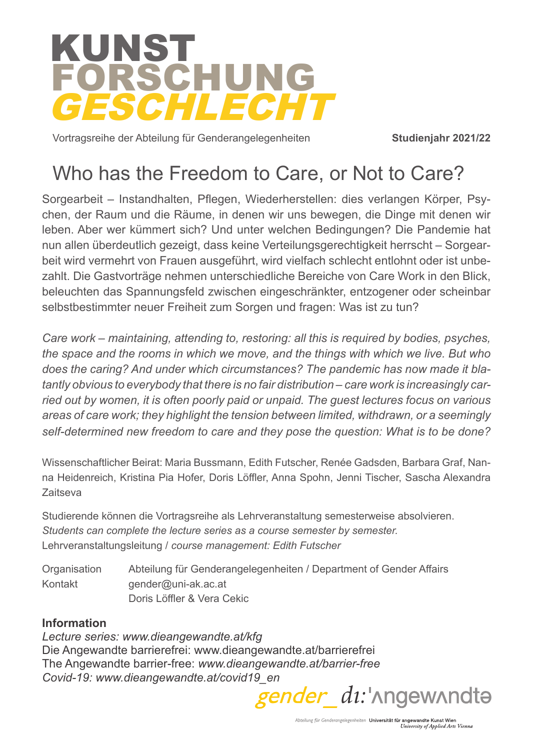# KUNST FORSCHUNG *GESCHLECHT*

Vortragsreihe der Abteilung für Genderangelegenheiten **Studienjahr 2021/22**

## Who has the Freedom to Care, or Not to Care?

Sorgearbeit – Instandhalten, Pflegen, Wiederherstellen: dies verlangen Körper, Psychen, der Raum und die Räume, in denen wir uns bewegen, die Dinge mit denen wir leben. Aber wer kümmert sich? Und unter welchen Bedingungen? Die Pandemie hat nun allen überdeutlich gezeigt, dass keine Verteilungsgerechtigkeit herrscht – Sorgearbeit wird vermehrt von Frauen ausgeführt, wird vielfach schlecht entlohnt oder ist unbezahlt. Die Gastvorträge nehmen unterschiedliche Bereiche von Care Work in den Blick, beleuchten das Spannungsfeld zwischen eingeschränkter, entzogener oder scheinbar selbstbestimmter neuer Freiheit zum Sorgen und fragen: Was ist zu tun?

*Care work – maintaining, attending to, restoring: all this is required by bodies, psyches, the space and the rooms in which we move, and the things with which we live. But who does the caring? And under which circumstances? The pandemic has now made it blatantly obvious to everybody that there is no fair distribution – care work is increasingly carried out by women, it is often poorly paid or unpaid. The guest lectures focus on various areas of care work; they highlight the tension between limited, withdrawn, or a seemingly self-determined new freedom to care and they pose the question: What is to be done?*

Wissenschaftlicher Beirat: Maria Bussmann, Edith Futscher, Renée Gadsden, Barbara Graf, Nanna Heidenreich, Kristina Pia Hofer, Doris Löffler, Anna Spohn, Jenni Tischer, Sascha Alexandra Zaitseva

Studierende können die Vortragsreihe als Lehrveranstaltung semesterweise absolvieren.
*Students can complete the lecture series as a course semester by semester.*
Lehrveranstaltungsleitung / *course management: Edith Futscher*

Organisation: Abteilung für Genderangelegenheiten / Department of Gender Affairs
Kontakt: gender@uni-ak.ac.at
Doris Löffler & Vera Cekic

**Information**
*Lecture series: www.dieangewandte.at/kfg*
Die Angewandte barrierefrei: www.dieangewandte.at/barrierefrei
The Angewandte barrier-free: *www.dieangewandte.at/barrier-free*
*Covid-19: www.dieangewandte.at/covid19_en*

gender_ di:'ʌngewʌndtə

Abteilung für Genderangelegenheiten Universität für angewandte Kunst Wien
*University of Applied Arts Vienna*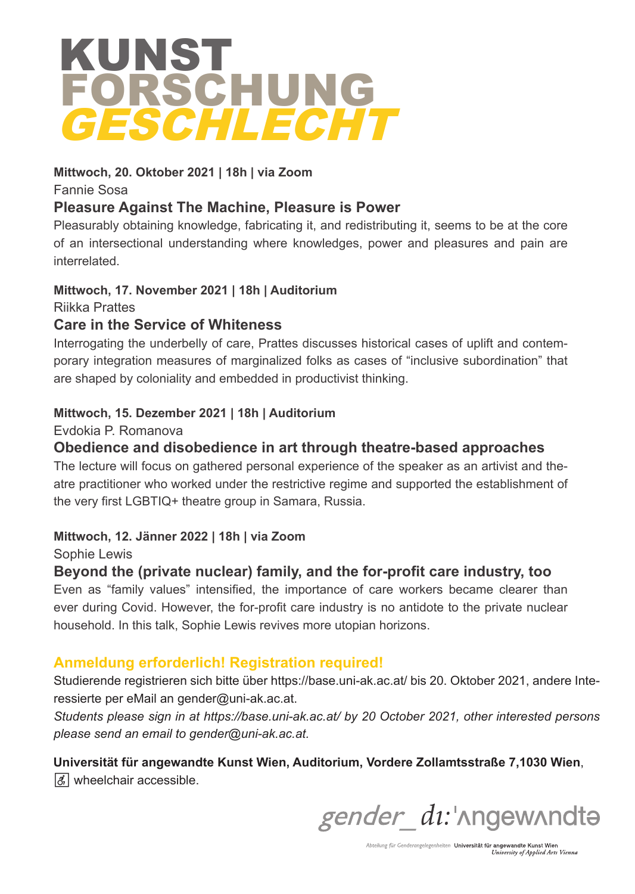# KUNST FORSCHUNG *GESCHLECHT*

**Mittwoch, 20. Oktober 2021 | 18h | via Zoom**

Fannie Sosa

### Pleasure Against The Machine, Pleasure is Power

Pleasurably obtaining knowledge, fabricating it, and redistributing it, seems to be at the core of an intersectional understanding where knowledges, power and pleasures and pain are interrelated.

**Mittwoch, 17. November 2021 | 18h | Auditorium**

Riikka Prattes

### Care in the Service of Whiteness

Interrogating the underbelly of care, Prattes discusses historical cases of uplift and contemporary integration measures of marginalized folks as cases of “inclusive subordination” that are shaped by coloniality and embedded in productivist thinking.

**Mittwoch, 15. Dezember 2021 | 18h | Auditorium**

Evdokia P. Romanova

### Obedience and disobedience in art through theatre-based approaches

The lecture will focus on gathered personal experience of the speaker as an artivist and theatre practitioner who worked under the restrictive regime and supported the establishment of the very first LGBTIQ+ theatre group in Samara, Russia.

**Mittwoch, 12. Jänner 2022 | 18h | via Zoom**

Sophie Lewis

### Beyond the (private nuclear) family, and the for-profit care industry, too

Even as “family values” intensified, the importance of care workers became clearer than ever during Covid. However, the for-profit care industry is no antidote to the private nuclear household. In this talk, Sophie Lewis revives more utopian horizons.

### Anmeldung erforderlich! Registration required!

Studierende registrieren sich bitte über https://base.uni-ak.ac.at/ bis 20. Oktober 2021, andere Interessierte per eMail an gender@uni-ak.ac.at.

*Students please sign in at https://base.uni-ak.ac.at/ by 20 October 2021, other interested persons please send an email to gender@uni-ak.ac.at.*

**Universität für angewandte Kunst Wien, Auditorium, Vordere Zollamtsstraße 7,1030 Wien**, wheelchair accessible.

gender_ dı:ˈʌngewʌndtə

Abteilung für Genderangelegenheiten **Universität für angewandte Kunst Wien**
*University of Applied Arts Vienna*